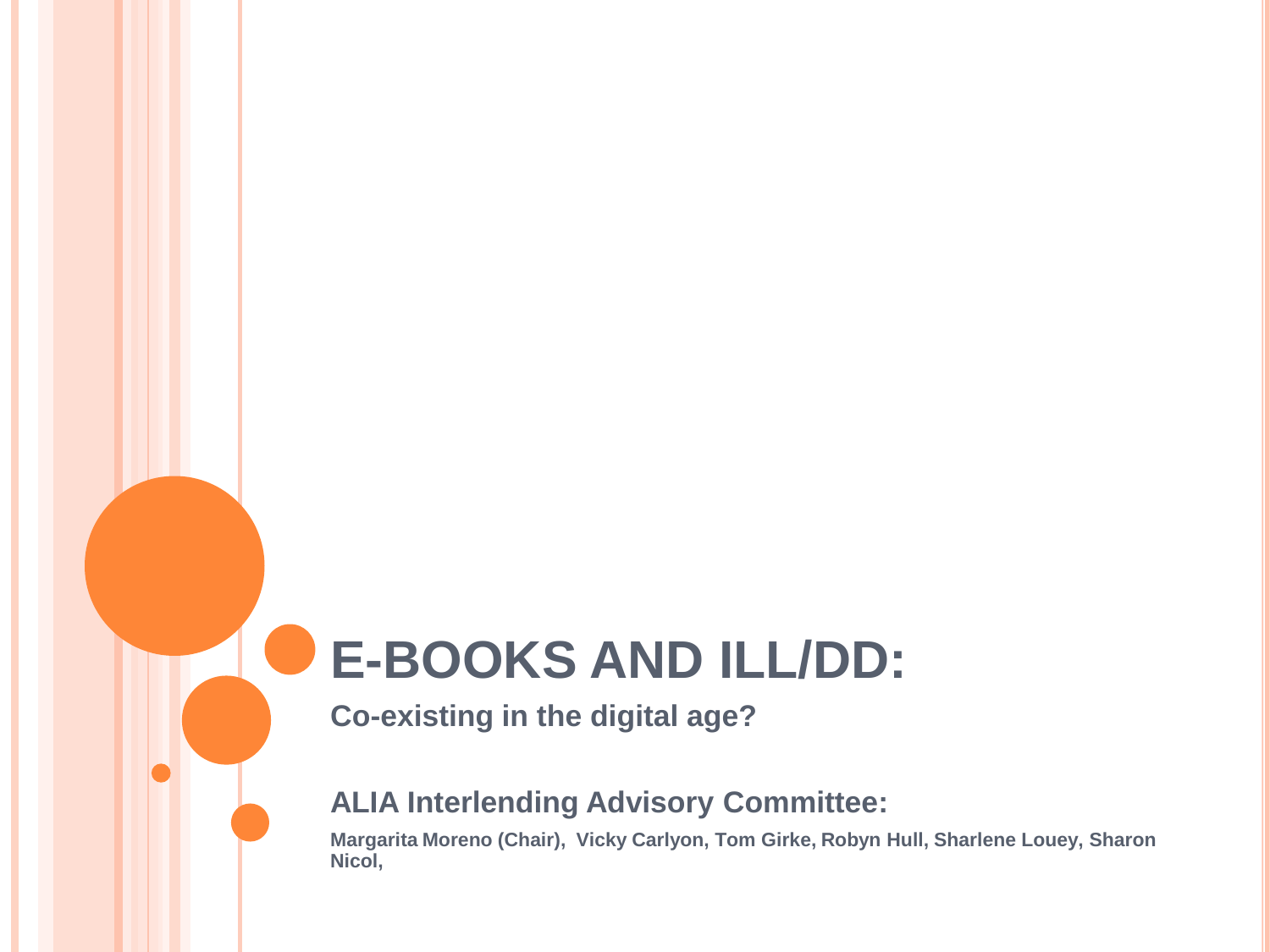# E-BOOKS AND ILL/DD:

**Co-existing in the digital age?**

## ALIA Interlending Advisory Committee:

**Margarita Moreno (Chair), Vicky Carlyon, Tom Girke, Robyn Hull, Sharlene Louey, Sharon Nicol,**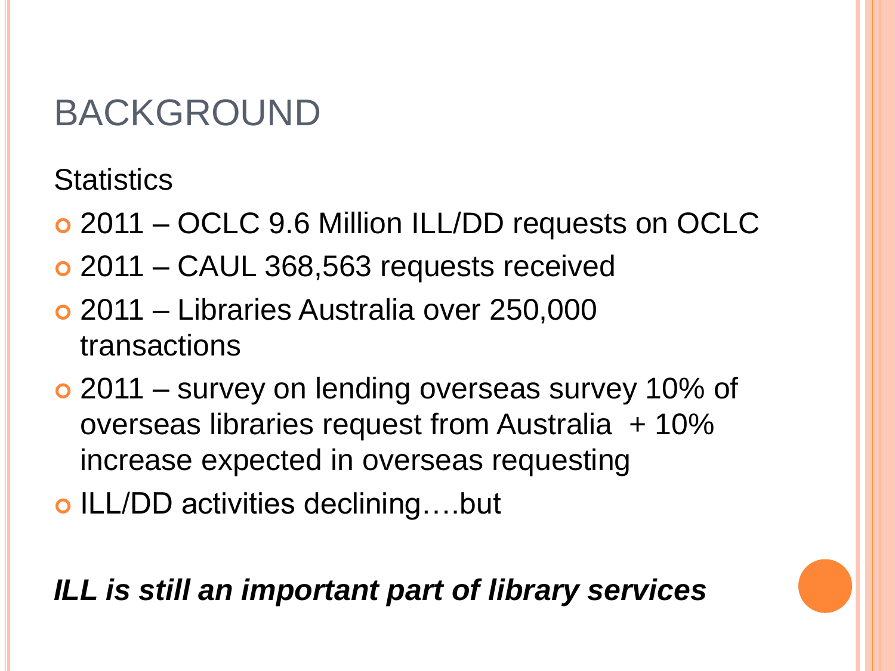# BACKGROUND

Statistics

- 2011 – OCLC 9.6 Million ILL/DD requests on OCLC
- 2011 – CAUL 368,563 requests received
- 2011 – Libraries Australia over 250,000 transactions
- 2011 – survey on lending overseas survey 10% of overseas libraries request from Australia + 10% increase expected in overseas requesting
- ILL/DD activities declining….but

***ILL is still an important part of library services***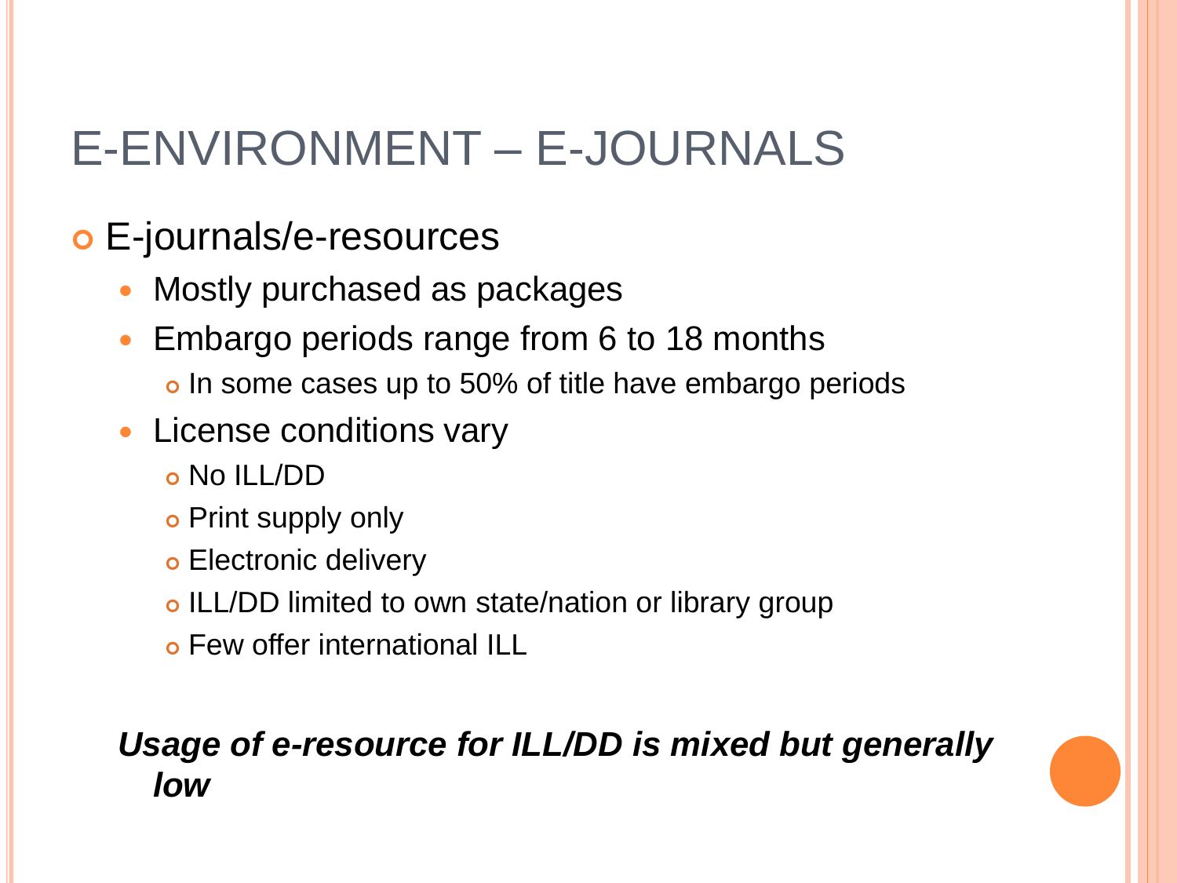# E-ENVIRONMENT – E-JOURNALS

- E-journals/e-resources
  - Mostly purchased as packages
  - Embargo periods range from 6 to 18 months
    - In some cases up to 50% of title have embargo periods
  - License conditions vary
    - No ILL/DD
    - Print supply only
    - Electronic delivery
    - ILL/DD limited to own state/nation or library group
    - Few offer international ILL

***Usage of e-resource for ILL/DD is mixed but generally low***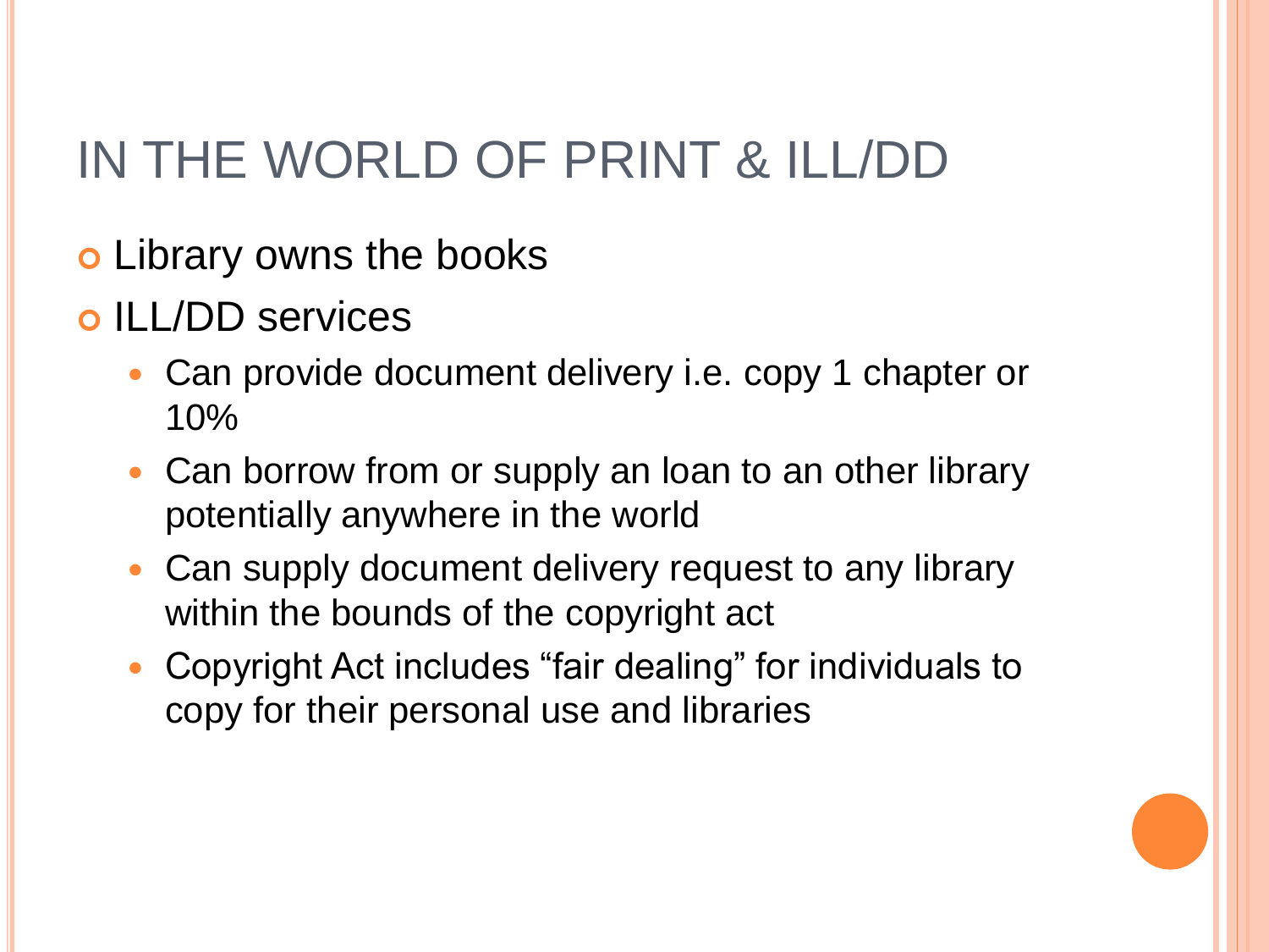# IN THE WORLD OF PRINT & ILL/DD

- Library owns the books
- ILL/DD services
  - Can provide document delivery i.e. copy 1 chapter or 10%
  - Can borrow from or supply an loan to an other library potentially anywhere in the world
  - Can supply document delivery request to any library within the bounds of the copyright act
  - Copyright Act includes "fair dealing" for individuals to copy for their personal use and libraries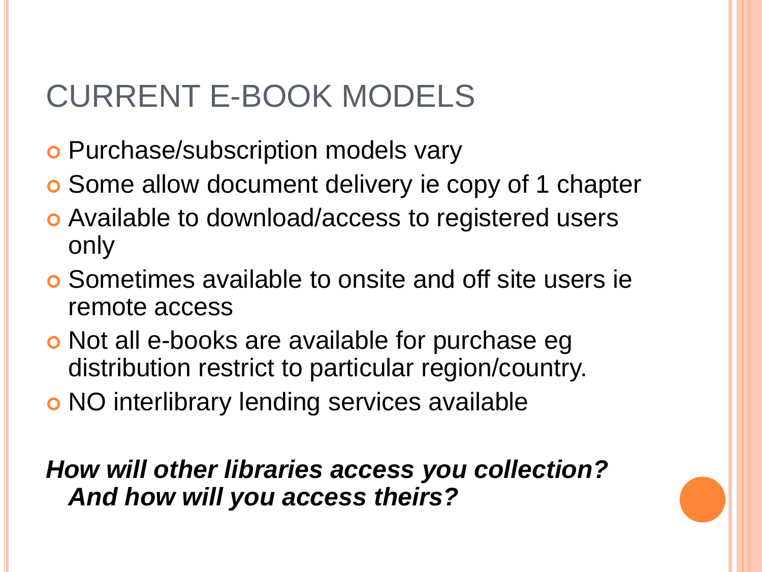# CURRENT E-BOOK MODELS

- Purchase/subscription models vary
- Some allow document delivery ie copy of 1 chapter
- Available to download/access to registered users only
- Sometimes available to onsite and off site users ie remote access
- Not all e-books are available for purchase eg distribution restrict to particular region/country.
- NO interlibrary lending services available

***How will other libraries access you collection? And how will you access theirs?***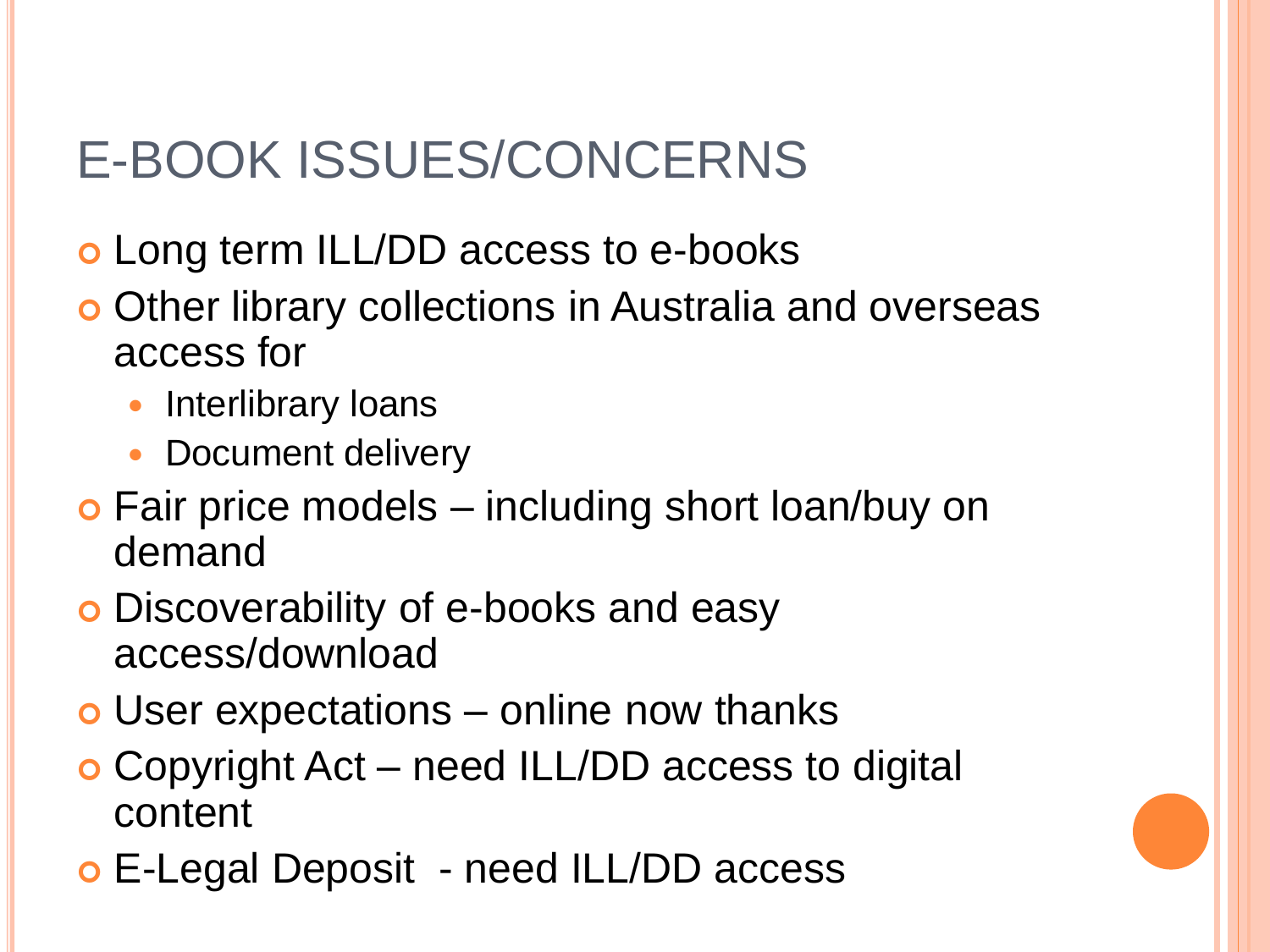# E-BOOK ISSUES/CONCERNS

- Long term ILL/DD access to e-books
- Other library collections in Australia and overseas access for
  - Interlibrary loans
  - Document delivery
- Fair price models – including short loan/buy on demand
- Discoverability of e-books and easy access/download
- User expectations – online now thanks
- Copyright Act – need ILL/DD access to digital content
- E-Legal Deposit - need ILL/DD access